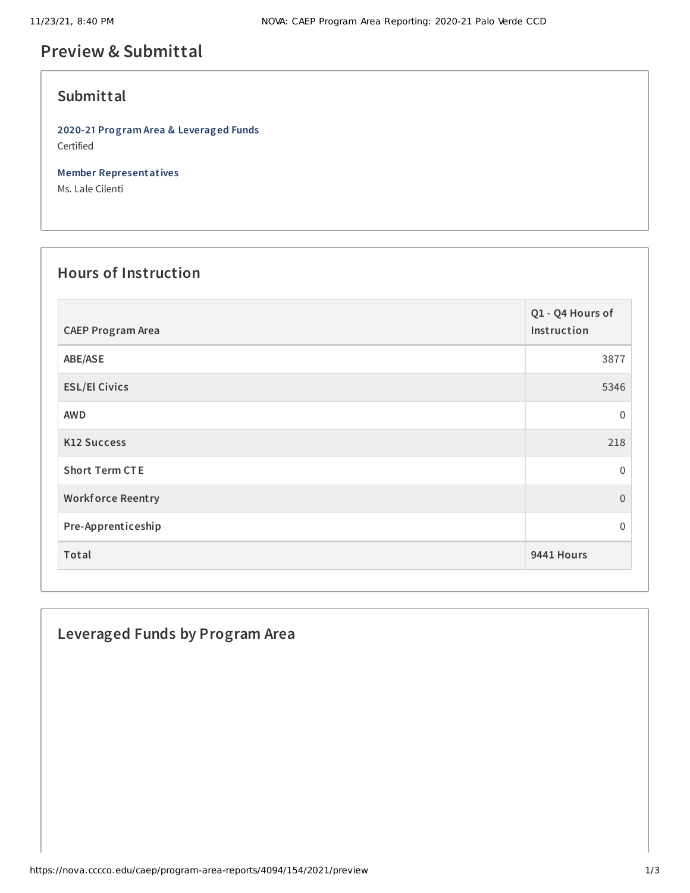# Preview & Submittal

## Submittal

**2020-21 Program Area & Leveraged Funds**
Certified

**Member Representatives**
Ms. Lale Cilenti

## Hours of Instruction

| CAEP Program Area | Q1 - Q4 Hours of Instruction |
|---|---|
| ABE/ASE | 3877 |
| ESL/El Civics | 5346 |
| AWD | 0 |
| K12 Success | 218 |
| Short Term CTE | 0 |
| Workforce Reentry | 0 |
| Pre-Apprenticeship | 0 |
| **Total** | **9441 Hours** |

## Leveraged Funds by Program Area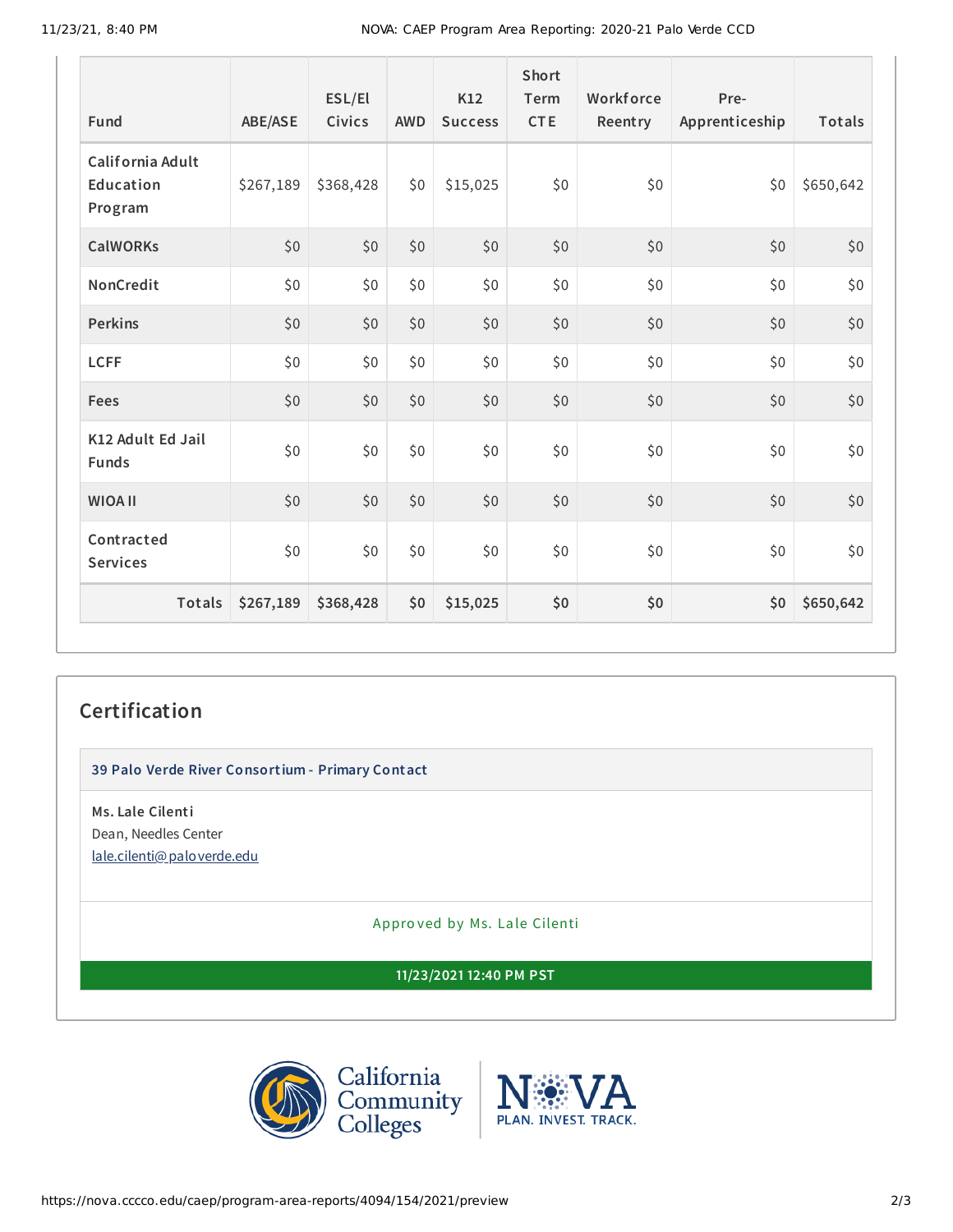| Fund | ABE/ASE | ESL/El Civics | AWD | K12 Success | Short Term CTE | Workforce Reentry | Pre-Apprenticeship | Totals |
|---|---|---|---|---|---|---|---|---|
| California Adult Education Program | $267,189 | $368,428 | $0 | $15,025 | $0 | $0 | $0 | $650,642 |
| CalWORKs | $0 | $0 | $0 | $0 | $0 | $0 | $0 | $0 |
| NonCredit | $0 | $0 | $0 | $0 | $0 | $0 | $0 | $0 |
| Perkins | $0 | $0 | $0 | $0 | $0 | $0 | $0 | $0 |
| LCFF | $0 | $0 | $0 | $0 | $0 | $0 | $0 | $0 |
| Fees | $0 | $0 | $0 | $0 | $0 | $0 | $0 | $0 |
| K12 Adult Ed Jail Funds | $0 | $0 | $0 | $0 | $0 | $0 | $0 | $0 |
| WIOA II | $0 | $0 | $0 | $0 | $0 | $0 | $0 | $0 |
| Contracted Services | $0 | $0 | $0 | $0 | $0 | $0 | $0 | $0 |
| **Totals** | **$267,189** | **$368,428** | **$0** | **$15,025** | **$0** | **$0** | **$0** | **$650,642** |

## Certification

**39 Palo Verde River Consortium - Primary Contact**

**Ms. Lale Cilenti**
Dean, Needles Center
lale.cilenti@paloverde.edu

Approved by Ms. Lale Cilenti

**11/23/2021 12:40 PM PST**

California Community Colleges

NOVA PLAN. INVEST. TRACK.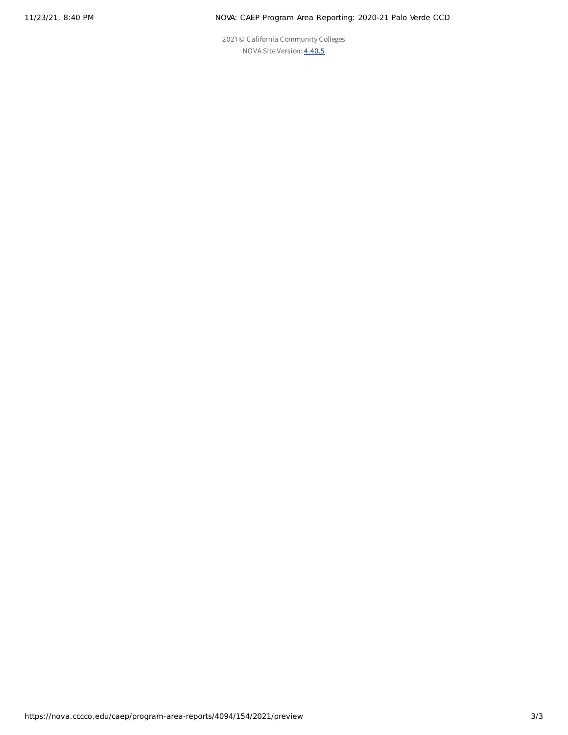2021 © California Community Colleges
NOVA Site Version: 4.40.5